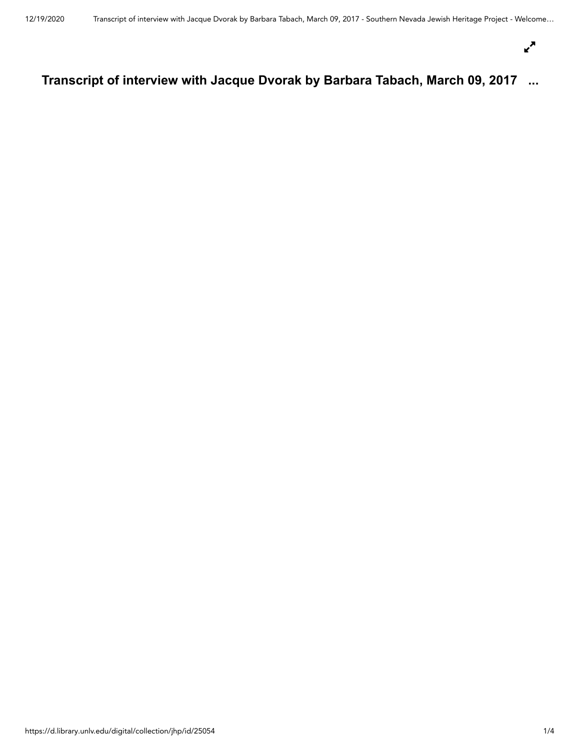# Transcript of interview with Jacque Dvorak by Barbara Tabach, March 09, 2017 ...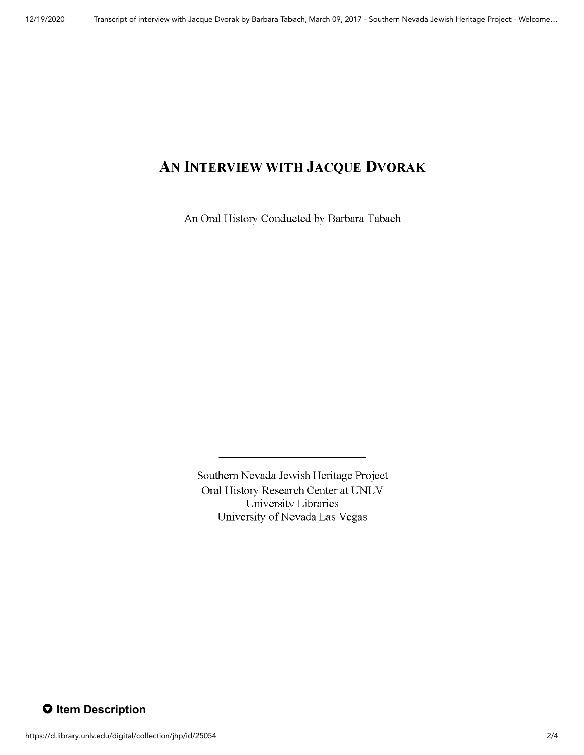# AN INTERVIEW WITH JACQUE DVORAK

An Oral History Conducted by Barbara Tabach

---

Southern Nevada Jewish Heritage Project
Oral History Research Center at UNLV
University Libraries
University of Nevada Las Vegas

## Item Description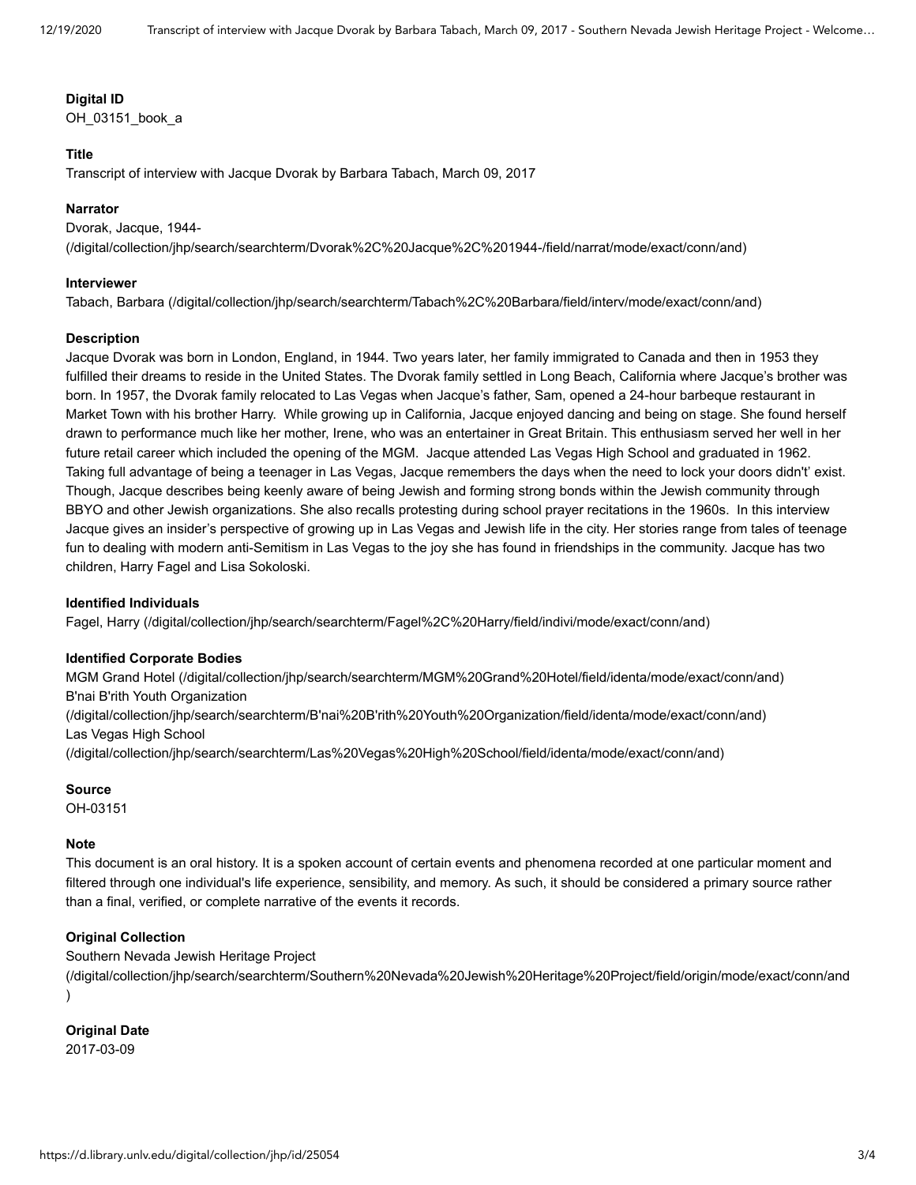**Digital ID**
OH_03151_book_a

**Title**
Transcript of interview with Jacque Dvorak by Barbara Tabach, March 09, 2017

**Narrator**
Dvorak, Jacque, 1944-
(/digital/collection/jhp/search/searchterm/Dvorak%2C%20Jacque%2C%201944-/field/narrat/mode/exact/conn/and)

**Interviewer**
Tabach, Barbara (/digital/collection/jhp/search/searchterm/Tabach%2C%20Barbara/field/interv/mode/exact/conn/and)

**Description**
Jacque Dvorak was born in London, England, in 1944. Two years later, her family immigrated to Canada and then in 1953 they fulfilled their dreams to reside in the United States. The Dvorak family settled in Long Beach, California where Jacque's brother was born. In 1957, the Dvorak family relocated to Las Vegas when Jacque's father, Sam, opened a 24-hour barbeque restaurant in Market Town with his brother Harry. While growing up in California, Jacque enjoyed dancing and being on stage. She found herself drawn to performance much like her mother, Irene, who was an entertainer in Great Britain. This enthusiasm served her well in her future retail career which included the opening of the MGM. Jacque attended Las Vegas High School and graduated in 1962. Taking full advantage of being a teenager in Las Vegas, Jacque remembers the days when the need to lock your doors didn't' exist. Though, Jacque describes being keenly aware of being Jewish and forming strong bonds within the Jewish community through BBYO and other Jewish organizations. She also recalls protesting during school prayer recitations in the 1960s. In this interview Jacque gives an insider's perspective of growing up in Las Vegas and Jewish life in the city. Her stories range from tales of teenage fun to dealing with modern anti-Semitism in Las Vegas to the joy she has found in friendships in the community. Jacque has two children, Harry Fagel and Lisa Sokoloski.

**Identified Individuals**
Fagel, Harry (/digital/collection/jhp/search/searchterm/Fagel%2C%20Harry/field/indivi/mode/exact/conn/and)

**Identified Corporate Bodies**
MGM Grand Hotel (/digital/collection/jhp/search/searchterm/MGM%20Grand%20Hotel/field/identa/mode/exact/conn/and)
B'nai B'rith Youth Organization
(/digital/collection/jhp/search/searchterm/B'nai%20B'rith%20Youth%20Organization/field/identa/mode/exact/conn/and)
Las Vegas High School
(/digital/collection/jhp/search/searchterm/Las%20Vegas%20High%20School/field/identa/mode/exact/conn/and)

**Source**
OH-03151

**Note**
This document is an oral history. It is a spoken account of certain events and phenomena recorded at one particular moment and filtered through one individual's life experience, sensibility, and memory. As such, it should be considered a primary source rather than a final, verified, or complete narrative of the events it records.

**Original Collection**
Southern Nevada Jewish Heritage Project
(/digital/collection/jhp/search/searchterm/Southern%20Nevada%20Jewish%20Heritage%20Project/field/origin/mode/exact/conn/and)

**Original Date**
2017-03-09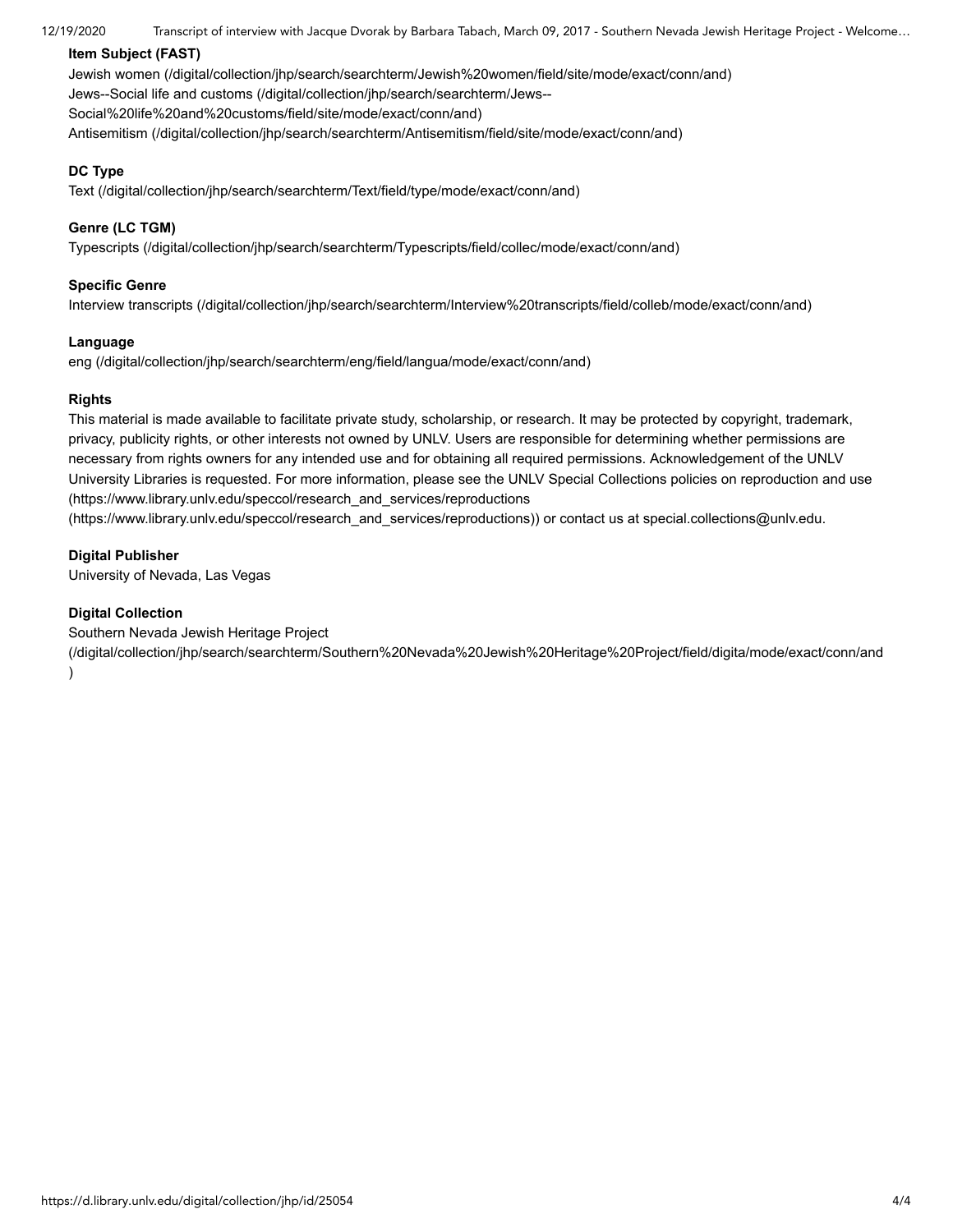**Item Subject (FAST)**

Jewish women (/digital/collection/jhp/search/searchterm/Jewish%20women/field/site/mode/exact/conn/and)
Jews--Social life and customs (/digital/collection/jhp/search/searchterm/Jews--Social%20life%20and%20customs/field/site/mode/exact/conn/and)
Antisemitism (/digital/collection/jhp/search/searchterm/Antisemitism/field/site/mode/exact/conn/and)

**DC Type**

Text (/digital/collection/jhp/search/searchterm/Text/field/type/mode/exact/conn/and)

**Genre (LC TGM)**

Typescripts (/digital/collection/jhp/search/searchterm/Typescripts/field/collec/mode/exact/conn/and)

**Specific Genre**

Interview transcripts (/digital/collection/jhp/search/searchterm/Interview%20transcripts/field/colleb/mode/exact/conn/and)

**Language**

eng (/digital/collection/jhp/search/searchterm/eng/field/langua/mode/exact/conn/and)

**Rights**

This material is made available to facilitate private study, scholarship, or research. It may be protected by copyright, trademark, privacy, publicity rights, or other interests not owned by UNLV. Users are responsible for determining whether permissions are necessary from rights owners for any intended use and for obtaining all required permissions. Acknowledgement of the UNLV University Libraries is requested. For more information, please see the UNLV Special Collections policies on reproduction and use (https://www.library.unlv.edu/speccol/research_and_services/reproductions (https://www.library.unlv.edu/speccol/research_and_services/reproductions)) or contact us at special.collections@unlv.edu.

**Digital Publisher**

University of Nevada, Las Vegas

**Digital Collection**

Southern Nevada Jewish Heritage Project (/digital/collection/jhp/search/searchterm/Southern%20Nevada%20Jewish%20Heritage%20Project/field/digita/mode/exact/conn/and)